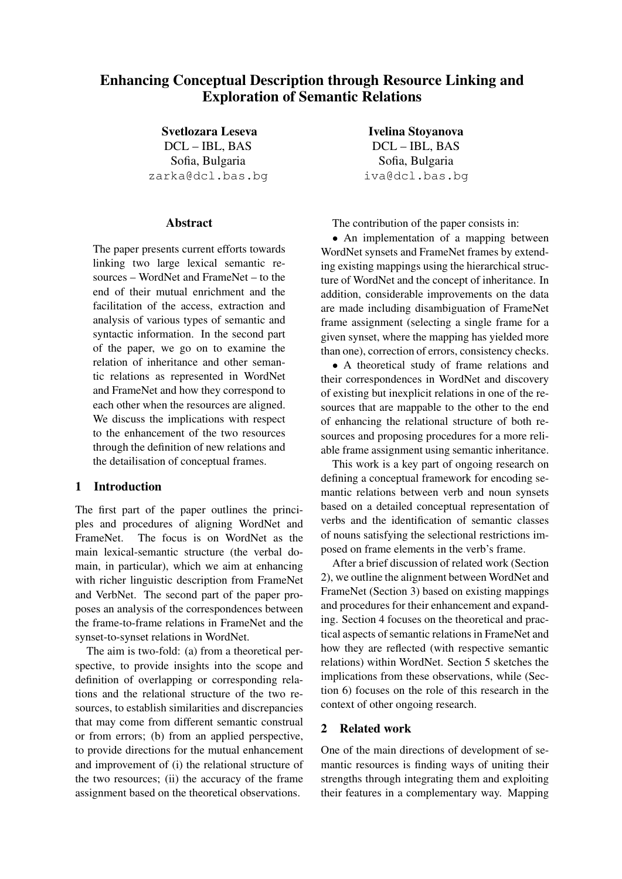# Enhancing Conceptual Description through Resource Linking and Exploration of Semantic Relations

**Svetlozara Leseva**
DCL – IBL, BAS
Sofia, Bulgaria
zarka@dcl.bas.bg

**Ivelina Stoyanova**
DCL – IBL, BAS
Sofia, Bulgaria
iva@dcl.bas.bg

## Abstract

The paper presents current efforts towards linking two large lexical semantic resources – WordNet and FrameNet – to the end of their mutual enrichment and the facilitation of the access, extraction and analysis of various types of semantic and syntactic information. In the second part of the paper, we go on to examine the relation of inheritance and other semantic relations as represented in WordNet and FrameNet and how they correspond to each other when the resources are aligned. We discuss the implications with respect to the enhancement of the two resources through the definition of new relations and the detailisation of conceptual frames.

## 1 Introduction

The first part of the paper outlines the principles and procedures of aligning WordNet and FrameNet. The focus is on WordNet as the main lexical-semantic structure (the verbal domain, in particular), which we aim at enhancing with richer linguistic description from FrameNet and VerbNet. The second part of the paper proposes an analysis of the correspondences between the frame-to-frame relations in FrameNet and the synset-to-synset relations in WordNet.

The aim is two-fold: (a) from a theoretical perspective, to provide insights into the scope and definition of overlapping or corresponding relations and the relational structure of the two resources, to establish similarities and discrepancies that may come from different semantic construal or from errors; (b) from an applied perspective, to provide directions for the mutual enhancement and improvement of (i) the relational structure of the two resources; (ii) the accuracy of the frame assignment based on the theoretical observations.

The contribution of the paper consists in:

- An implementation of a mapping between WordNet synsets and FrameNet frames by extending existing mappings using the hierarchical structure of WordNet and the concept of inheritance. In addition, considerable improvements on the data are made including disambiguation of FrameNet frame assignment (selecting a single frame for a given synset, where the mapping has yielded more than one), correction of errors, consistency checks.
- A theoretical study of frame relations and their correspondences in WordNet and discovery of existing but inexplicit relations in one of the resources that are mappable to the other to the end of enhancing the relational structure of both resources and proposing procedures for a more reliable frame assignment using semantic inheritance.

This work is a key part of ongoing research on defining a conceptual framework for encoding semantic relations between verb and noun synsets based on a detailed conceptual representation of verbs and the identification of semantic classes of nouns satisfying the selectional restrictions imposed on frame elements in the verb's frame.

After a brief discussion of related work (Section 2), we outline the alignment between WordNet and FrameNet (Section 3) based on existing mappings and procedures for their enhancement and expanding. Section 4 focuses on the theoretical and practical aspects of semantic relations in FrameNet and how they are reflected (with respective semantic relations) within WordNet. Section 5 sketches the implications from these observations, while (Section 6) focuses on the role of this research in the context of other ongoing research.

## 2 Related work

One of the main directions of development of semantic resources is finding ways of uniting their strengths through integrating them and exploiting their features in a complementary way. Mapping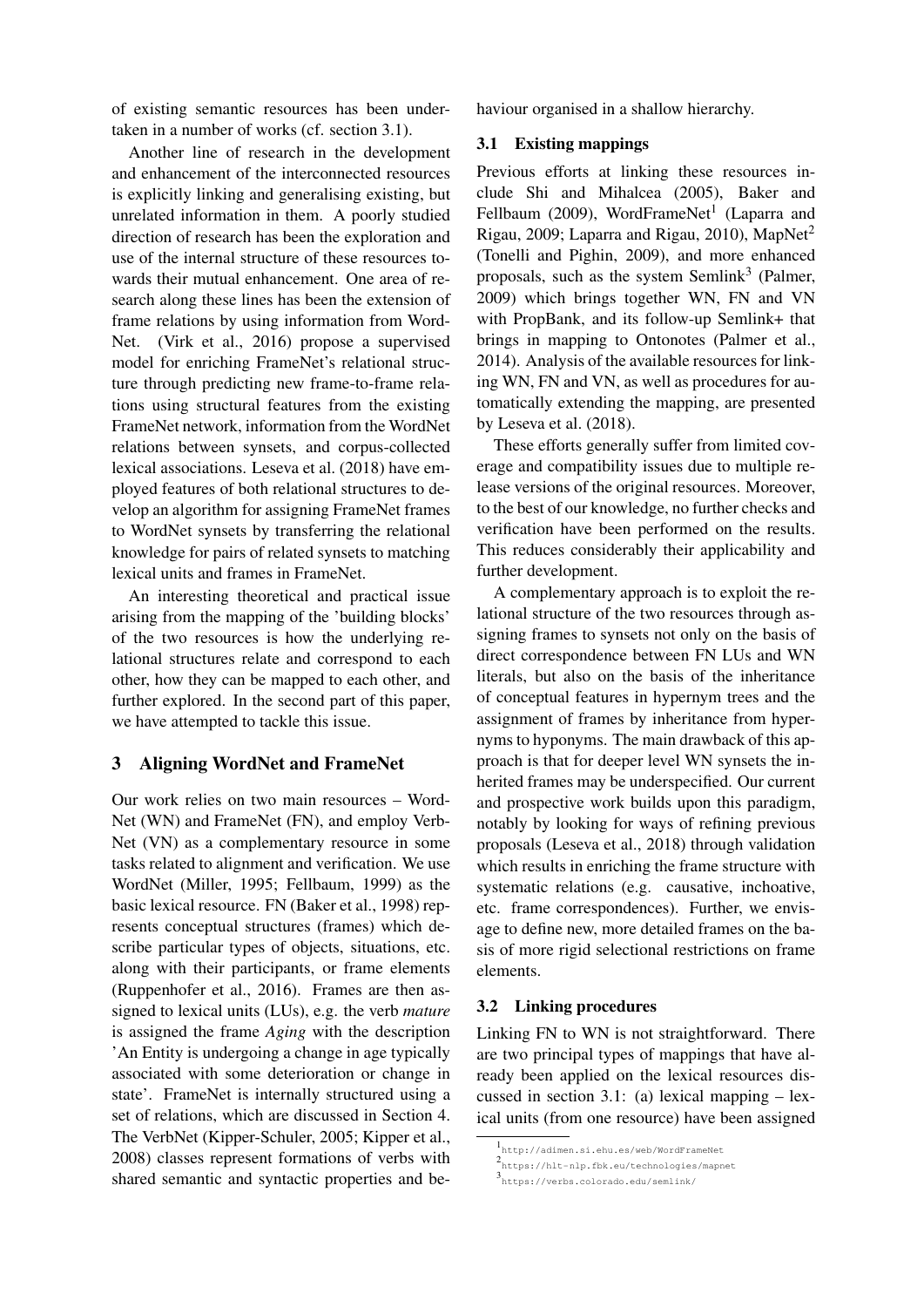of existing semantic resources has been undertaken in a number of works (cf. section 3.1).

Another line of research in the development and enhancement of the interconnected resources is explicitly linking and generalising existing, but unrelated information in them. A poorly studied direction of research has been the exploration and use of the internal structure of these resources towards their mutual enhancement. One area of research along these lines has been the extension of frame relations by using information from WordNet. (Virk et al., 2016) propose a supervised model for enriching FrameNet's relational structure through predicting new frame-to-frame relations using structural features from the existing FrameNet network, information from the WordNet relations between synsets, and corpus-collected lexical associations. Leseva et al. (2018) have employed features of both relational structures to develop an algorithm for assigning FrameNet frames to WordNet synsets by transferring the relational knowledge for pairs of related synsets to matching lexical units and frames in FrameNet.

An interesting theoretical and practical issue arising from the mapping of the 'building blocks' of the two resources is how the underlying relational structures relate and correspond to each other, how they can be mapped to each other, and further explored. In the second part of this paper, we have attempted to tackle this issue.

## 3 Aligning WordNet and FrameNet

Our work relies on two main resources – WordNet (WN) and FrameNet (FN), and employ VerbNet (VN) as a complementary resource in some tasks related to alignment and verification. We use WordNet (Miller, 1995; Fellbaum, 1999) as the basic lexical resource. FN (Baker et al., 1998) represents conceptual structures (frames) which describe particular types of objects, situations, etc. along with their participants, or frame elements (Ruppenhofer et al., 2016). Frames are then assigned to lexical units (LUs), e.g. the verb *mature* is assigned the frame *Aging* with the description 'An Entity is undergoing a change in age typically associated with some deterioration or change in state'. FrameNet is internally structured using a set of relations, which are discussed in Section 4. The VerbNet (Kipper-Schuler, 2005; Kipper et al., 2008) classes represent formations of verbs with shared semantic and syntactic properties and behaviour organised in a shallow hierarchy.

### 3.1 Existing mappings

Previous efforts at linking these resources include Shi and Mihalcea (2005), Baker and Fellbaum (2009), WordFrameNet[1] (Laparra and Rigau, 2009; Laparra and Rigau, 2010), MapNet[2] (Tonelli and Pighin, 2009), and more enhanced proposals, such as the system Semlink[3] (Palmer, 2009) which brings together WN, FN and VN with PropBank, and its follow-up Semlink+ that brings in mapping to Ontonotes (Palmer et al., 2014). Analysis of the available resources for linking WN, FN and VN, as well as procedures for automatically extending the mapping, are presented by Leseva et al. (2018).

These efforts generally suffer from limited coverage and compatibility issues due to multiple release versions of the original resources. Moreover, to the best of our knowledge, no further checks and verification have been performed on the results. This reduces considerably their applicability and further development.

A complementary approach is to exploit the relational structure of the two resources through assigning frames to synsets not only on the basis of direct correspondence between FN LUs and WN literals, but also on the basis of the inheritance of conceptual features in hypernym trees and the assignment of frames by inheritance from hypernyms to hyponyms. The main drawback of this approach is that for deeper level WN synsets the inherited frames may be underspecified. Our current and prospective work builds upon this paradigm, notably by looking for ways of refining previous proposals (Leseva et al., 2018) through validation which results in enriching the frame structure with systematic relations (e.g. causative, inchoative, etc. frame correspondences). Further, we envisage to define new, more detailed frames on the basis of more rigid selectional restrictions on frame elements.

### 3.2 Linking procedures

Linking FN to WN is not straightforward. There are two principal types of mappings that have already been applied on the lexical resources discussed in section 3.1: (a) lexical mapping – lexical units (from one resource) have been assigned

[1] http://adimen.si.ehu.es/web/WordFrameNet

[2] https://hlt-nlp.fbk.eu/technologies/mapnet

[3] https://verbs.colorado.edu/semlink/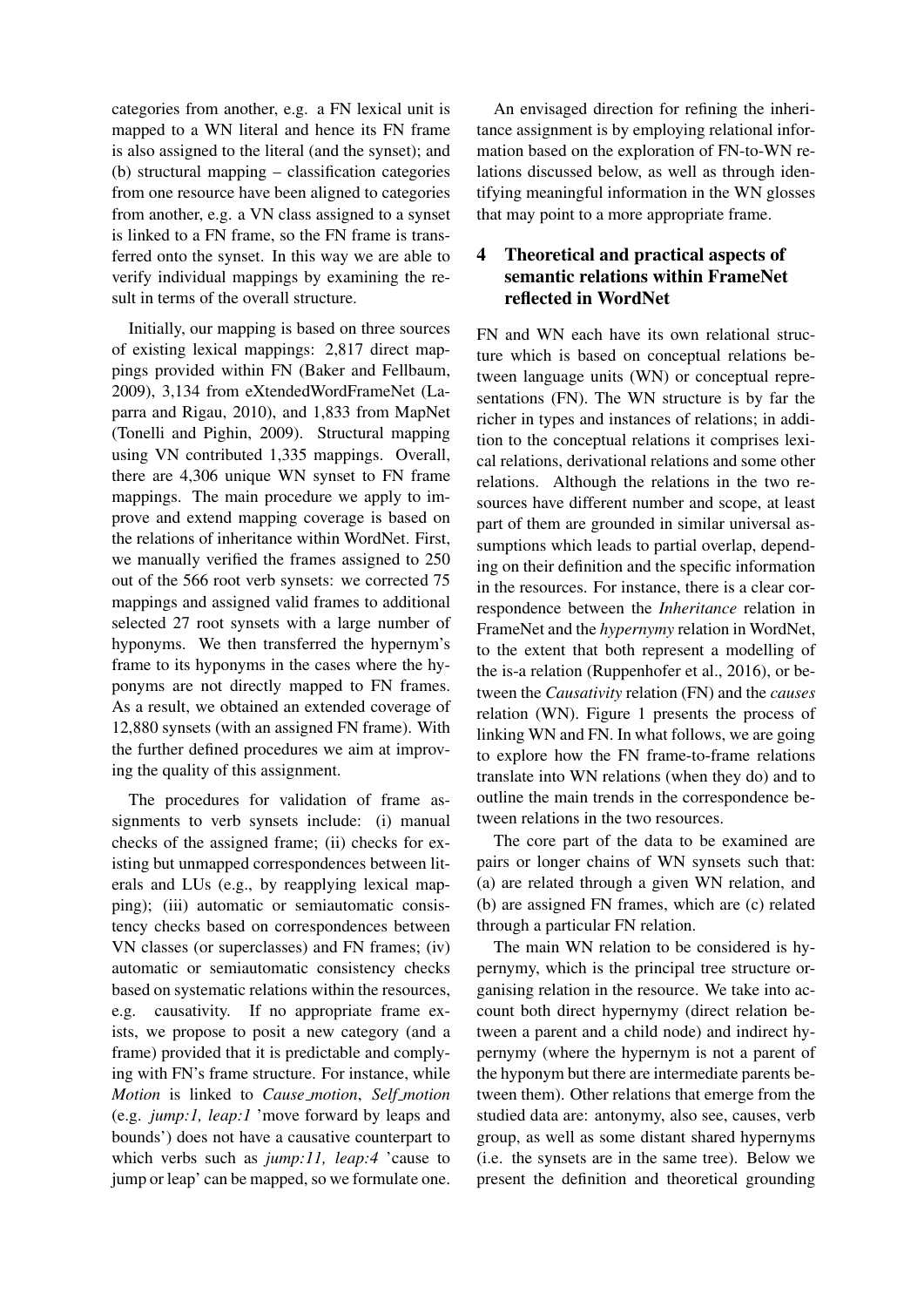categories from another, e.g. a FN lexical unit is mapped to a WN literal and hence its FN frame is also assigned to the literal (and the synset); and (b) structural mapping – classification categories from one resource have been aligned to categories from another, e.g. a VN class assigned to a synset is linked to a FN frame, so the FN frame is transferred onto the synset. In this way we are able to verify individual mappings by examining the result in terms of the overall structure.

Initially, our mapping is based on three sources of existing lexical mappings: 2,817 direct mappings provided within FN (Baker and Fellbaum, 2009), 3,134 from eXtendedWordFrameNet (Laparra and Rigau, 2010), and 1,833 from MapNet (Tonelli and Pighin, 2009). Structural mapping using VN contributed 1,335 mappings. Overall, there are 4,306 unique WN synset to FN frame mappings. The main procedure we apply to improve and extend mapping coverage is based on the relations of inheritance within WordNet. First, we manually verified the frames assigned to 250 out of the 566 root verb synsets: we corrected 75 mappings and assigned valid frames to additional selected 27 root synsets with a large number of hyponyms. We then transferred the hypernym's frame to its hyponyms in the cases where the hyponyms are not directly mapped to FN frames. As a result, we obtained an extended coverage of 12,880 synsets (with an assigned FN frame). With the further defined procedures we aim at improving the quality of this assignment.

The procedures for validation of frame assignments to verb synsets include: (i) manual checks of the assigned frame; (ii) checks for existing but unmapped correspondences between literals and LUs (e.g., by reapplying lexical mapping); (iii) automatic or semiautomatic consistency checks based on correspondences between VN classes (or superclasses) and FN frames; (iv) automatic or semiautomatic consistency checks based on systematic relations within the resources, e.g. causativity. If no appropriate frame exists, we propose to posit a new category (and a frame) provided that it is predictable and complying with FN's frame structure. For instance, while *Motion* is linked to *Cause_motion*, *Self_motion* (e.g. *jump:1, leap:1* 'move forward by leaps and bounds') does not have a causative counterpart to which verbs such as *jump:11, leap:4* 'cause to jump or leap' can be mapped, so we formulate one.

An envisaged direction for refining the inheritance assignment is by employing relational information based on the exploration of FN-to-WN relations discussed below, as well as through identifying meaningful information in the WN glosses that may point to a more appropriate frame.

## 4 Theoretical and practical aspects of semantic relations within FrameNet reflected in WordNet

FN and WN each have its own relational structure which is based on conceptual relations between language units (WN) or conceptual representations (FN). The WN structure is by far the richer in types and instances of relations; in addition to the conceptual relations it comprises lexical relations, derivational relations and some other relations. Although the relations in the two resources have different number and scope, at least part of them are grounded in similar universal assumptions which leads to partial overlap, depending on their definition and the specific information in the resources. For instance, there is a clear correspondence between the *Inheritance* relation in FrameNet and the *hypernymy* relation in WordNet, to the extent that both represent a modelling of the is-a relation (Ruppenhofer et al., 2016), or between the *Causativity* relation (FN) and the *causes* relation (WN). Figure 1 presents the process of linking WN and FN. In what follows, we are going to explore how the FN frame-to-frame relations translate into WN relations (when they do) and to outline the main trends in the correspondence between relations in the two resources.

The core part of the data to be examined are pairs or longer chains of WN synsets such that: (a) are related through a given WN relation, and (b) are assigned FN frames, which are (c) related through a particular FN relation.

The main WN relation to be considered is hypernymy, which is the principal tree structure organising relation in the resource. We take into account both direct hypernymy (direct relation between a parent and a child node) and indirect hypernymy (where the hypernym is not a parent of the hyponym but there are intermediate parents between them). Other relations that emerge from the studied data are: antonymy, also see, causes, verb group, as well as some distant shared hypernyms (i.e. the synsets are in the same tree). Below we present the definition and theoretical grounding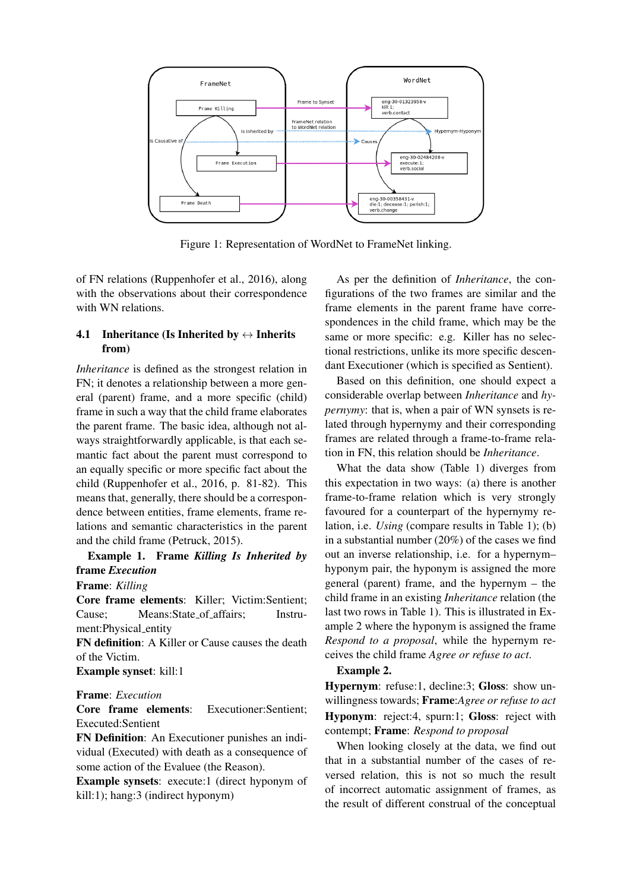Figure 1: Representation of WordNet to FrameNet linking.

of FN relations (Ruppenhofer et al., 2016), along with the observations about their correspondence with WN relations.

### 4.1 Inheritance (Is Inherited by ↔ Inherits from)

*Inheritance* is defined as the strongest relation in FN; it denotes a relationship between a more general (parent) frame, and a more specific (child) frame in such a way that the child frame elaborates the parent frame. The basic idea, although not always straightforwardly applicable, is that each semantic fact about the parent must correspond to an equally specific or more specific fact about the child (Ruppenhofer et al., 2016, p. 81-82). This means that, generally, there should be a correspondence between entities, frame elements, frame relations and semantic characteristics in the parent and the child frame (Petruck, 2015).

**Example 1. Frame *Killing Is Inherited by* frame *Execution***

**Frame**: *Killing*
**Core frame elements**: Killer; Victim:Sentient; Cause; Means:State_of_affairs; Instrument:Physical_entity
**FN definition**: A Killer or Cause causes the death of the Victim.
**Example synset**: kill:1

**Frame**: *Execution*
**Core frame elements**: Executioner:Sentient; Executed:Sentient
**FN Definition**: An Executioner punishes an individual (Executed) with death as a consequence of some action of the Evaluee (the Reason).
**Example synsets**: execute:1 (direct hyponym of kill:1); hang:3 (indirect hyponym)

As per the definition of *Inheritance*, the configurations of the two frames are similar and the frame elements in the parent frame have correspondences in the child frame, which may be the same or more specific: e.g. Killer has no selectional restrictions, unlike its more specific descendant Executioner (which is specified as Sentient).

Based on this definition, one should expect a considerable overlap between *Inheritance* and *hypernymy*: that is, when a pair of WN synsets is related through hypernymy and their corresponding frames are related through a frame-to-frame relation in FN, this relation should be *Inheritance*.

What the data show (Table 1) diverges from this expectation in two ways: (a) there is another frame-to-frame relation which is very strongly favoured for a counterpart of the hypernymy relation, i.e. *Using* (compare results in Table 1); (b) in a substantial number (20%) of the cases we find out an inverse relationship, i.e. for a hypernym–hyponym pair, the hyponym is assigned the more general (parent) frame, and the hypernym – the child frame in an existing *Inheritance* relation (the last two rows in Table 1). This is illustrated in Example 2 where the hyponym is assigned the frame *Respond to a proposal*, while the hypernym receives the child frame *Agree or refuse to act*.

**Example 2.**

**Hypernym**: refuse:1, decline:3; **Gloss**: show unwillingness towards; **Frame**:*Agree or refuse to act*
**Hyponym**: reject:4, spurn:1; **Gloss**: reject with contempt; **Frame**: *Respond to proposal*

When looking closely at the data, we find out that in a substantial number of the cases of reversed relation, this is not so much the result of incorrect automatic assignment of frames, as the result of different construal of the conceptual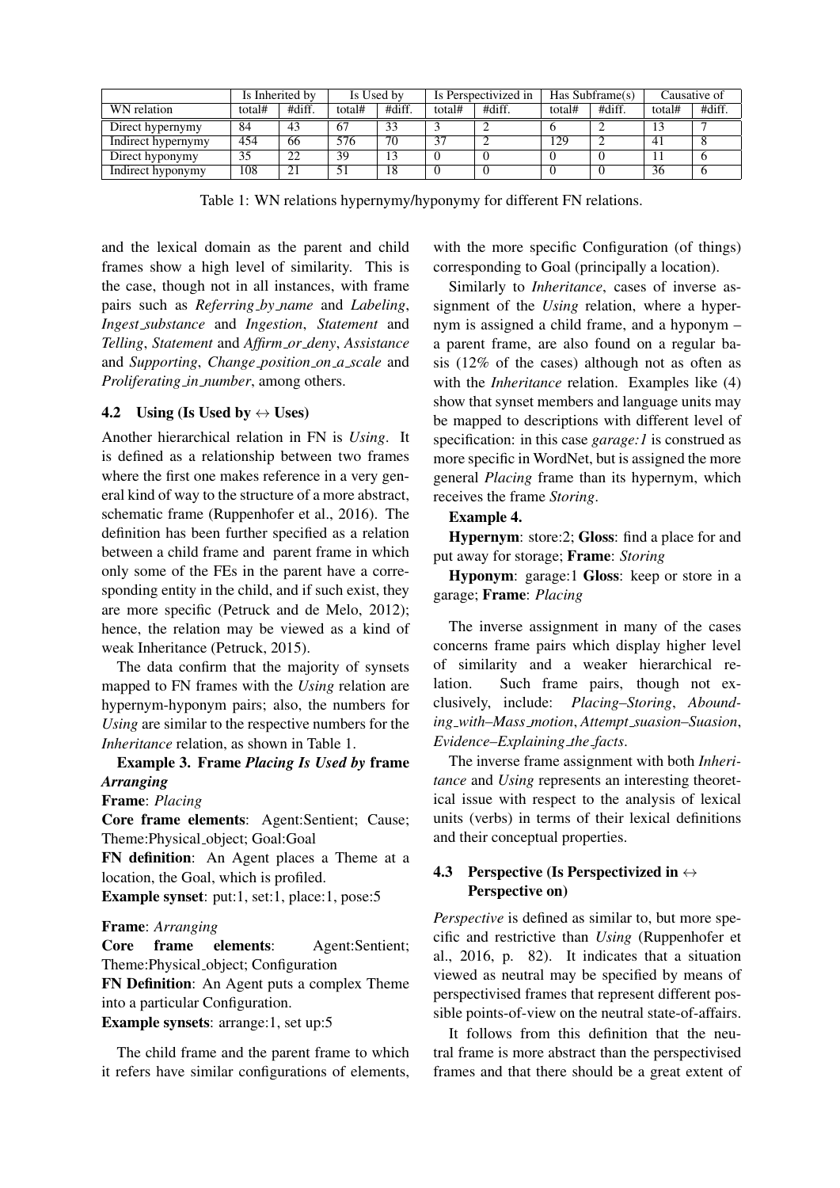| | Is Inherited by | | Is Used by | | Is Perspectivized in | | Has Subframe(s) | | Causative of | |
|---|---|---|---|---|---|---|---|---|---|---|
| WN relation | total# | #diff. | total# | #diff. | total# | #diff. | total# | #diff. | total# | #diff. |
| Direct hypernymy | 84 | 43 | 67 | 33 | 3 | 2 | 6 | 2 | 13 | 7 |
| Indirect hypernymy | 454 | 66 | 576 | 70 | 37 | 2 | 129 | 2 | 41 | 8 |
| Direct hyponymy | 35 | 22 | 39 | 13 | 0 | 0 | 0 | 0 | 11 | 6 |
| Indirect hyponymy | 108 | 21 | 51 | 18 | 0 | 0 | 0 | 0 | 36 | 6 |

Table 1: WN relations hypernymy/hyponymy for different FN relations.

and the lexical domain as the parent and child frames show a high level of similarity. This is the case, though not in all instances, with frame pairs such as *Referring_by_name* and *Labeling*, *Ingest_substance* and *Ingestion*, *Statement* and *Telling*, *Statement* and *Affirm_or_deny*, *Assistance* and *Supporting*, *Change_position_on_a_scale* and *Proliferating_in_number*, among others.

### 4.2 Using (Is Used by ↔ Uses)

Another hierarchical relation in FN is *Using*. It is defined as a relationship between two frames where the first one makes reference in a very general kind of way to the structure of a more abstract, schematic frame (Ruppenhofer et al., 2016). The definition has been further specified as a relation between a child frame and parent frame in which only some of the FEs in the parent have a corresponding entity in the child, and if such exist, they are more specific (Petruck and de Melo, 2012); hence, the relation may be viewed as a kind of weak Inheritance (Petruck, 2015).

The data confirm that the majority of synsets mapped to FN frames with the *Using* relation are hypernym-hyponym pairs; also, the numbers for *Using* are similar to the respective numbers for the *Inheritance* relation, as shown in Table 1.

**Example 3. Frame *Placing Is Used by* frame *Arranging***

**Frame**: *Placing*

**Core frame elements**: Agent:Sentient; Cause; Theme:Physical_object; Goal:Goal

**FN definition**: An Agent places a Theme at a location, the Goal, which is profiled.

**Example synset**: put:1, set:1, place:1, pose:5

**Frame**: *Arranging*

**Core frame elements**: Agent:Sentient; Theme:Physical_object; Configuration

**FN Definition**: An Agent puts a complex Theme into a particular Configuration.

**Example synsets**: arrange:1, set up:5

The child frame and the parent frame to which it refers have similar configurations of elements, with the more specific Configuration (of things) corresponding to Goal (principally a location).

Similarly to *Inheritance*, cases of inverse assignment of the *Using* relation, where a hypernym is assigned a child frame, and a hyponym – a parent frame, are also found on a regular basis (12% of the cases) although not as often as with the *Inheritance* relation. Examples like (4) show that synset members and language units may be mapped to descriptions with different level of specification: in this case *garage:1* is construed as more specific in WordNet, but is assigned the more general *Placing* frame than its hypernym, which receives the frame *Storing*.

**Example 4.**

**Hypernym**: store:2; **Gloss**: find a place for and put away for storage; **Frame**: *Storing*

**Hyponym**: garage:1 **Gloss**: keep or store in a garage; **Frame**: *Placing*

The inverse assignment in many of the cases concerns frame pairs which display higher level of similarity and a weaker hierarchical relation. Such frame pairs, though not exclusively, include: *Placing–Storing*, *Abounding_with–Mass_motion*, *Attempt_suasion–Suasion*, *Evidence–Explaining_the_facts*.

The inverse frame assignment with both *Inheritance* and *Using* represents an interesting theoretical issue with respect to the analysis of lexical units (verbs) in terms of their lexical definitions and their conceptual properties.

### 4.3 Perspective (Is Perspectivized in ↔ Perspective on)

*Perspective* is defined as similar to, but more specific and restrictive than *Using* (Ruppenhofer et al., 2016, p. 82). It indicates that a situation viewed as neutral may be specified by means of perspectivised frames that represent different possible points-of-view on the neutral state-of-affairs.

It follows from this definition that the neutral frame is more abstract than the perspectivised frames and that there should be a great extent of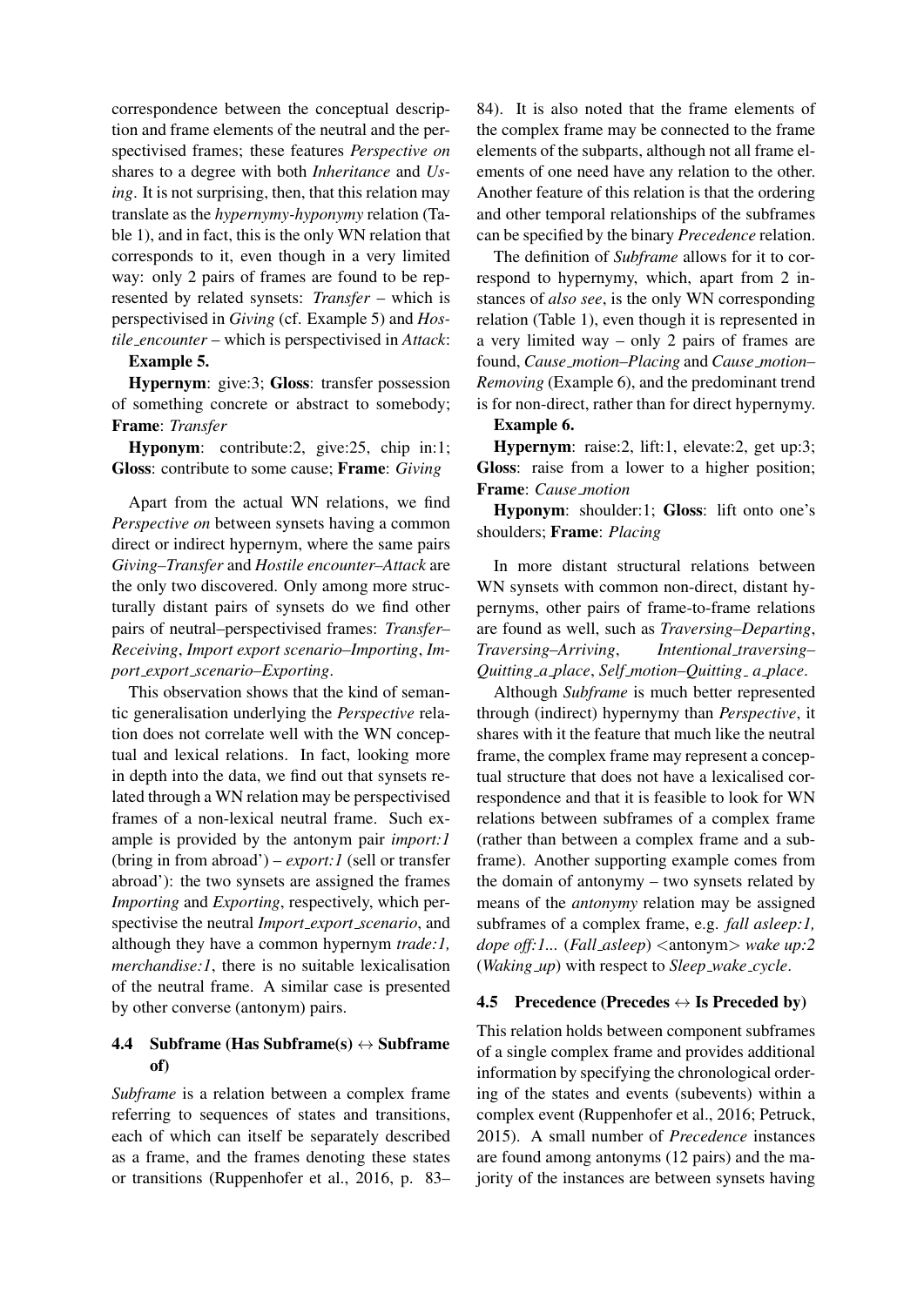correspondence between the conceptual description and frame elements of the neutral and the perspectivised frames; these features *Perspective on* shares to a degree with both *Inheritance* and *Using*. It is not surprising, then, that this relation may translate as the *hypernymy-hyponymy* relation (Table 1), and in fact, this is the only WN relation that corresponds to it, even though in a very limited way: only 2 pairs of frames are found to be represented by related synsets: *Transfer* – which is perspectivised in *Giving* (cf. Example 5) and *Hostile_encounter* – which is perspectivised in *Attack*:

**Example 5.**

**Hypernym**: give:3; **Gloss**: transfer possession of something concrete or abstract to somebody; **Frame**: *Transfer*

**Hyponym**: contribute:2, give:25, chip in:1; **Gloss**: contribute to some cause; **Frame**: *Giving*

Apart from the actual WN relations, we find *Perspective on* between synsets having a common direct or indirect hypernym, where the same pairs *Giving–Transfer* and *Hostile encounter–Attack* are the only two discovered. Only among more structurally distant pairs of synsets do we find other pairs of neutral–perspectivised frames: *Transfer–Receiving*, *Import export scenario–Importing*, *Import_export_scenario–Exporting*.

This observation shows that the kind of semantic generalisation underlying the *Perspective* relation does not correlate well with the WN conceptual and lexical relations. In fact, looking more in depth into the data, we find out that synsets related through a WN relation may be perspectivised frames of a non-lexical neutral frame. Such example is provided by the antonym pair *import:1* (bring in from abroad') – *export:1* (sell or transfer abroad'): the two synsets are assigned the frames *Importing* and *Exporting*, respectively, which perspectivise the neutral *Import_export_scenario*, and although they have a common hypernym *trade:1, merchandise:1*, there is no suitable lexicalisation of the neutral frame. A similar case is presented by other converse (antonym) pairs.

### 4.4 Subframe (Has Subframe(s) ↔ Subframe of)

*Subframe* is a relation between a complex frame referring to sequences of states and transitions, each of which can itself be separately described as a frame, and the frames denoting these states or transitions (Ruppenhofer et al., 2016, p. 83–84). It is also noted that the frame elements of the complex frame may be connected to the frame elements of the subparts, although not all frame elements of one need have any relation to the other. Another feature of this relation is that the ordering and other temporal relationships of the subframes can be specified by the binary *Precedence* relation.

The definition of *Subframe* allows for it to correspond to hypernymy, which, apart from 2 instances of *also see*, is the only WN corresponding relation (Table 1), even though it is represented in a very limited way – only 2 pairs of frames are found, *Cause_motion–Placing* and *Cause_motion–Removing* (Example 6), and the predominant trend is for non-direct, rather than for direct hypernymy.

**Example 6.**

**Hypernym**: raise:2, lift:1, elevate:2, get up:3; **Gloss**: raise from a lower to a higher position; **Frame**: *Cause_motion*

**Hyponym**: shoulder:1; **Gloss**: lift onto one's shoulders; **Frame**: *Placing*

In more distant structural relations between WN synsets with common non-direct, distant hypernyms, other pairs of frame-to-frame relations are found as well, such as *Traversing–Departing*, *Traversing–Arriving*, *Intentional_traversing–Quitting_a_place*, *Self_motion–Quitting_ a_place*.

Although *Subframe* is much better represented through (indirect) hypernymy than *Perspective*, it shares with it the feature that much like the neutral frame, the complex frame may represent a conceptual structure that does not have a lexicalised correspondence and that it is feasible to look for WN relations between subframes of a complex frame (rather than between a complex frame and a subframe). Another supporting example comes from the domain of antonymy – two synsets related by means of the *antonymy* relation may be assigned subframes of a complex frame, e.g. *fall asleep:1, dope off:1...* (*Fall_asleep*) <antonym> *wake up:2* (*Waking_up*) with respect to *Sleep_wake_cycle*.

### 4.5 Precedence (Precedes ↔ Is Preceded by)

This relation holds between component subframes of a single complex frame and provides additional information by specifying the chronological ordering of the states and events (subevents) within a complex event (Ruppenhofer et al., 2016; Petruck, 2015). A small number of *Precedence* instances are found among antonyms (12 pairs) and the majority of the instances are between synsets having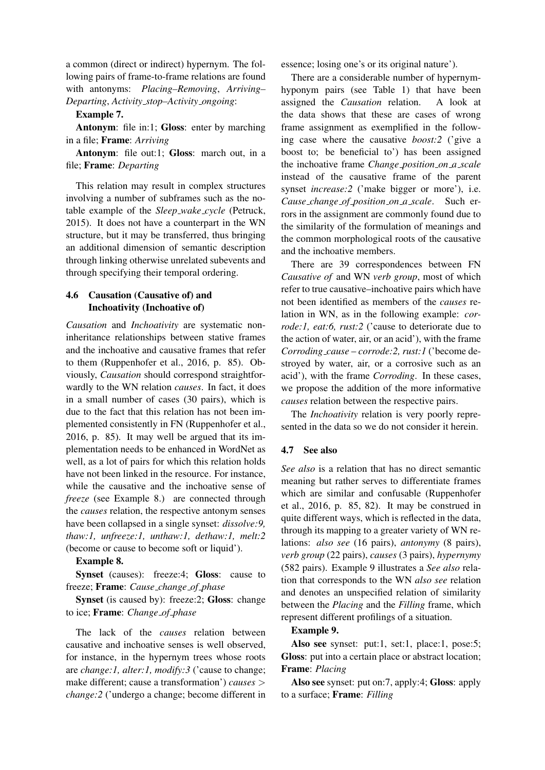a common (direct or indirect) hypernym. The following pairs of frame-to-frame relations are found with antonyms: *Placing–Removing*, *Arriving–Departing*, *Activity_stop–Activity_ongoing*:

**Example 7.**

**Antonym**: file in:1; **Gloss**: enter by marching in a file; **Frame**: *Arriving*

**Antonym**: file out:1; **Gloss**: march out, in a file; **Frame**: *Departing*

This relation may result in complex structures involving a number of subframes such as the notable example of the *Sleep_wake_cycle* (Petruck, 2015). It does not have a counterpart in the WN structure, but it may be transferred, thus bringing an additional dimension of semantic description through linking otherwise unrelated subevents and through specifying their temporal ordering.

### 4.6 Causation (Causative of) and Inchoativity (Inchoative of)

*Causation* and *Inchoativity* are systematic non-inheritance relationships between stative frames and the inchoative and causative frames that refer to them (Ruppenhofer et al., 2016, p. 85). Obviously, *Causation* should correspond straightforwardly to the WN relation *causes*. In fact, it does in a small number of cases (30 pairs), which is due to the fact that this relation has not been implemented consistently in FN (Ruppenhofer et al., 2016, p. 85). It may well be argued that its implementation needs to be enhanced in WordNet as well, as a lot of pairs for which this relation holds have not been linked in the resource. For instance, while the causative and the inchoative sense of *freeze* (see Example 8.) are connected through the *causes* relation, the respective antonym senses have been collapsed in a single synset: *dissolve:9, thaw:1, unfreeze:1, unthaw:1, dethaw:1, melt:2* ('become or cause to become soft or liquid').

**Example 8.**

**Synset** (causes): freeze:4; **Gloss**: cause to freeze; **Frame**: *Cause_change_of_phase*

**Synset** (is caused by): freeze:2; **Gloss**: change to ice; **Frame**: *Change_of_phase*

The lack of the *causes* relation between causative and inchoative senses is well observed, for instance, in the hypernym trees whose roots are *change:1, alter:1, modify:3* ('cause to change; make different; cause a transformation') *causes* > *change:2* ('undergo a change; become different in essence; losing one's or its original nature').

There are a considerable number of hypernym-hyponym pairs (see Table 1) that have been assigned the *Causation* relation. A look at the data shows that these are cases of wrong frame assignment as exemplified in the following case where the causative *boost:2* ('give a boost to; be beneficial to') has been assigned the inchoative frame *Change_position_on_a_scale* instead of the causative frame of the parent synset *increase:2* ('make bigger or more'), i.e. *Cause_change_of_position_on_a_scale*. Such errors in the assignment are commonly found due to the similarity of the formulation of meanings and the common morphological roots of the causative and the inchoative members.

There are 39 correspondences between FN *Causative of* and WN *verb group*, most of which refer to true causative–inchoative pairs which have not been identified as members of the *causes* relation in WN, as in the following example: *corrode:1, eat:6, rust:2* ('cause to deteriorate due to the action of water, air, or an acid'), with the frame *Corroding_cause* – *corrode:2, rust:1* ('become destroyed by water, air, or a corrosive such as an acid'), with the frame *Corroding*. In these cases, we propose the addition of the more informative *causes* relation between the respective pairs.

The *Inchoativity* relation is very poorly represented in the data so we do not consider it herein.

### 4.7 See also

*See also* is a relation that has no direct semantic meaning but rather serves to differentiate frames which are similar and confusable (Ruppenhofer et al., 2016, p. 85, 82). It may be construed in quite different ways, which is reflected in the data, through its mapping to a greater variety of WN relations: *also see* (16 pairs), *antonymy* (8 pairs), *verb group* (22 pairs), *causes* (3 pairs), *hypernymy* (582 pairs). Example 9 illustrates a *See also* relation that corresponds to the WN *also see* relation and denotes an unspecified relation of similarity between the *Placing* and the *Filling* frame, which represent different profilings of a situation.

**Example 9.**

**Also see** synset: put:1, set:1, place:1, pose:5; **Gloss**: put into a certain place or abstract location; **Frame**: *Placing*

**Also see** synset: put on:7, apply:4; **Gloss**: apply to a surface; **Frame**: *Filling*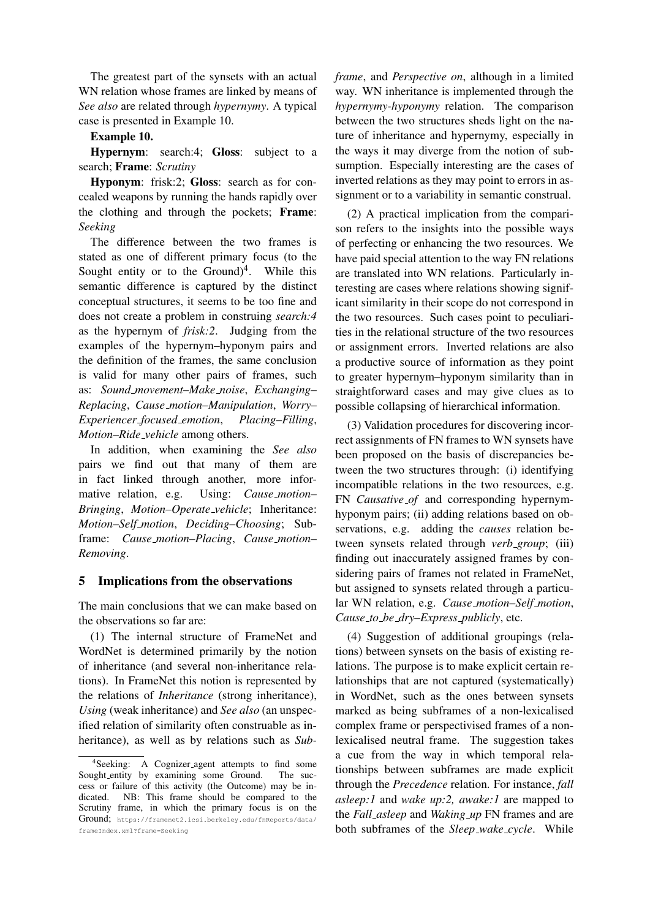The greatest part of the synsets with an actual WN relation whose frames are linked by means of *See also* are related through *hypernymy*. A typical case is presented in Example 10.

**Example 10.**

**Hypernym**: search:4; **Gloss**: subject to a search; **Frame**: *Scrutiny*

**Hyponym**: frisk:2; **Gloss**: search as for concealed weapons by running the hands rapidly over the clothing and through the pockets; **Frame**: *Seeking*

The difference between the two frames is stated as one of different primary focus (to the Sought entity or to the Ground)[4]. While this semantic difference is captured by the distinct conceptual structures, it seems to be too fine and does not create a problem in construing *search:4* as the hypernym of *frisk:2*. Judging from the examples of the hypernym–hyponym pairs and the definition of the frames, the same conclusion is valid for many other pairs of frames, such as: *Sound_movement–Make_noise*, *Exchanging–Replacing*, *Cause_motion–Manipulation*, *Worry–Experiencer_focused_emotion*, *Placing–Filling*, *Motion–Ride_vehicle* among others.

In addition, when examining the *See also* pairs we find out that many of them are in fact linked through another, more informative relation, e.g. Using: *Cause_motion–Bringing*, *Motion–Operate_vehicle*; Inheritance: *Motion–Self_motion*, *Deciding–Choosing*; Subframe: *Cause_motion–Placing*, *Cause_motion–Removing*.

## 5 Implications from the observations

The main conclusions that we can make based on the observations so far are:

(1) The internal structure of FrameNet and WordNet is determined primarily by the notion of inheritance (and several non-inheritance relations). In FrameNet this notion is represented by the relations of *Inheritance* (strong inheritance), *Using* (weak inheritance) and *See also* (an unspecified relation of similarity often construable as inheritance), as well as by relations such as *Subframe*, and *Perspective on*, although in a limited way. WN inheritance is implemented through the *hypernymy-hyponymy* relation. The comparison between the two structures sheds light on the nature of inheritance and hypernymy, especially in the ways it may diverge from the notion of subsumption. Especially interesting are the cases of inverted relations as they may point to errors in assignment or to a variability in semantic construal.

(2) A practical implication from the comparison refers to the insights into the possible ways of perfecting or enhancing the two resources. We have paid special attention to the way FN relations are translated into WN relations. Particularly interesting are cases where relations showing significant similarity in their scope do not correspond in the two resources. Such cases point to peculiarities in the relational structure of the two resources or assignment errors. Inverted relations are also a productive source of information as they point to greater hypernym–hyponym similarity than in straightforward cases and may give clues as to possible collapsing of hierarchical information.

(3) Validation procedures for discovering incorrect assignments of FN frames to WN synsets have been proposed on the basis of discrepancies between the two structures through: (i) identifying incompatible relations in the two resources, e.g. FN *Causative_of* and corresponding hypernym-hyponym pairs; (ii) adding relations based on observations, e.g. adding the *causes* relation between synsets related through *verb_group*; (iii) finding out inaccurately assigned frames by considering pairs of frames not related in FrameNet, but assigned to synsets related through a particular WN relation, e.g. *Cause_motion–Self_motion*, *Cause_to_be_dry–Express_publicly*, etc.

(4) Suggestion of additional groupings (relations) between synsets on the basis of existing relations. The purpose is to make explicit certain relationships that are not captured (systematically) in WordNet, such as the ones between synsets marked as being subframes of a non-lexicalised complex frame or perspectivised frames of a non-lexicalised neutral frame. The suggestion takes a cue from the way in which temporal relationships between subframes are made explicit through the *Precedence* relation. For instance, *fall asleep:1* and *wake up:2, awake:1* are mapped to the *Fall_asleep* and *Waking_up* FN frames and are both subframes of the *Sleep_wake_cycle*. While

[4] Seeking: A Cognizer_agent attempts to find some Sought_entity by examining some Ground. The success or failure of this activity (the Outcome) may be indicated. NB: This frame should be compared to the Scrutiny frame, in which the primary focus is on the Ground; https://framenet2.icsi.berkeley.edu/fnReports/data/frameIndex.xml?frame=Seeking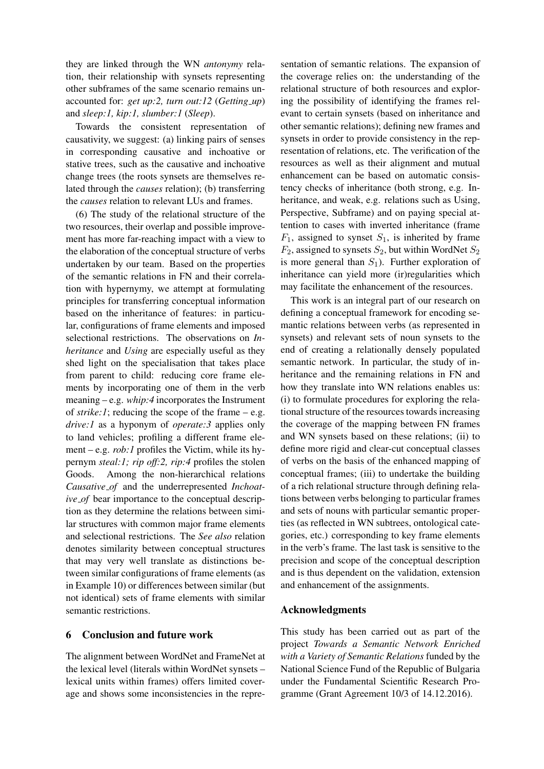they are linked through the WN *antonymy* relation, their relationship with synsets representing other subframes of the same scenario remains unaccounted for: *get up:2, turn out:12* (*Getting_up*) and *sleep:1, kip:1, slumber:1* (*Sleep*).

Towards the consistent representation of causativity, we suggest: (a) linking pairs of senses in corresponding causative and inchoative or stative trees, such as the causative and inchoative change trees (the roots synsets are themselves related through the *causes* relation); (b) transferring the *causes* relation to relevant LUs and frames.

(6) The study of the relational structure of the two resources, their overlap and possible improvement has more far-reaching impact with a view to the elaboration of the conceptual structure of verbs undertaken by our team. Based on the properties of the semantic relations in FN and their correlation with hypernymy, we attempt at formulating principles for transferring conceptual information based on the inheritance of features: in particular, configurations of frame elements and imposed selectional restrictions. The observations on *Inheritance* and *Using* are especially useful as they shed light on the specialisation that takes place from parent to child: reducing core frame elements by incorporating one of them in the verb meaning – e.g. *whip:4* incorporates the Instrument of *strike:1*; reducing the scope of the frame – e.g. *drive:1* as a hyponym of *operate:3* applies only to land vehicles; profiling a different frame element – e.g. *rob:1* profiles the Victim, while its hypernym *steal:1; rip off:2, rip:4* profiles the stolen Goods. Among the non-hierarchical relations *Causative_of* and the underrepresented *Inchoative_of* bear importance to the conceptual description as they determine the relations between similar structures with common major frame elements and selectional restrictions. The *See also* relation denotes similarity between conceptual structures that may very well translate as distinctions between similar configurations of frame elements (as in Example 10) or differences between similar (but not identical) sets of frame elements with similar semantic restrictions.

## 6 Conclusion and future work

The alignment between WordNet and FrameNet at the lexical level (literals within WordNet synsets – lexical units within frames) offers limited coverage and shows some inconsistencies in the representation of semantic relations. The expansion of the coverage relies on: the understanding of the relational structure of both resources and exploring the possibility of identifying the frames relevant to certain synsets (based on inheritance and other semantic relations); defining new frames and synsets in order to provide consistency in the representation of relations, etc. The verification of the resources as well as their alignment and mutual enhancement can be based on automatic consistency checks of inheritance (both strong, e.g. Inheritance, and weak, e.g. relations such as Using, Perspective, Subframe) and on paying special attention to cases with inverted inheritance (frame $F_1$, assigned to synset $S_1$, is inherited by frame $F_2$, assigned to synsets $S_2$, but within WordNet $S_2$ is more general than $S_1$). Further exploration of inheritance can yield more (ir)regularities which may facilitate the enhancement of the resources.

This work is an integral part of our research on defining a conceptual framework for encoding semantic relations between verbs (as represented in synsets) and relevant sets of noun synsets to the end of creating a relationally densely populated semantic network. In particular, the study of inheritance and the remaining relations in FN and how they translate into WN relations enables us: (i) to formulate procedures for exploring the relational structure of the resources towards increasing the coverage of the mapping between FN frames and WN synsets based on these relations; (ii) to define more rigid and clear-cut conceptual classes of verbs on the basis of the enhanced mapping of conceptual frames; (iii) to undertake the building of a rich relational structure through defining relations between verbs belonging to particular frames and sets of nouns with particular semantic properties (as reflected in WN subtrees, ontological categories, etc.) corresponding to key frame elements in the verb's frame. The last task is sensitive to the precision and scope of the conceptual description and is thus dependent on the validation, extension and enhancement of the assignments.

## Acknowledgments

This study has been carried out as part of the project *Towards a Semantic Network Enriched with a Variety of Semantic Relations* funded by the National Science Fund of the Republic of Bulgaria under the Fundamental Scientific Research Programme (Grant Agreement 10/3 of 14.12.2016).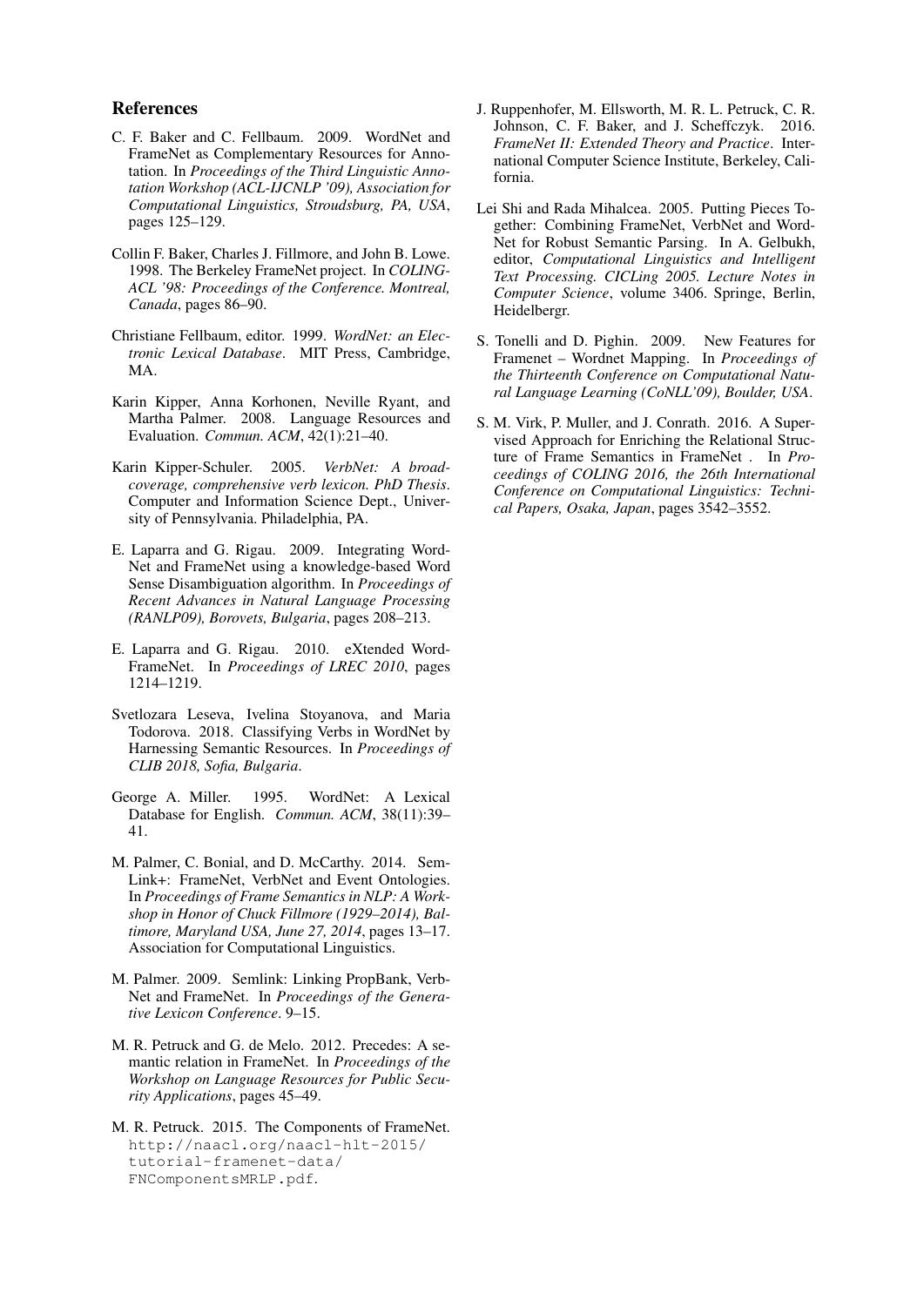## References

C. F. Baker and C. Fellbaum. 2009. WordNet and FrameNet as Complementary Resources for Annotation. In *Proceedings of the Third Linguistic Annotation Workshop (ACL-IJCNLP '09), Association for Computational Linguistics, Stroudsburg, PA, USA*, pages 125–129.

Collin F. Baker, Charles J. Fillmore, and John B. Lowe. 1998. The Berkeley FrameNet project. In *COLING-ACL '98: Proceedings of the Conference. Montreal, Canada*, pages 86–90.

Christiane Fellbaum, editor. 1999. *WordNet: an Electronic Lexical Database*. MIT Press, Cambridge, MA.

Karin Kipper, Anna Korhonen, Neville Ryant, and Martha Palmer. 2008. Language Resources and Evaluation. *Commun. ACM*, 42(1):21–40.

Karin Kipper-Schuler. 2005. *VerbNet: A broad-coverage, comprehensive verb lexicon. PhD Thesis*. Computer and Information Science Dept., University of Pennsylvania. Philadelphia, PA.

E. Laparra and G. Rigau. 2009. Integrating WordNet and FrameNet using a knowledge-based Word Sense Disambiguation algorithm. In *Proceedings of Recent Advances in Natural Language Processing (RANLP09), Borovets, Bulgaria*, pages 208–213.

E. Laparra and G. Rigau. 2010. eXtended WordFrameNet. In *Proceedings of LREC 2010*, pages 1214–1219.

Svetlozara Leseva, Ivelina Stoyanova, and Maria Todorova. 2018. Classifying Verbs in WordNet by Harnessing Semantic Resources. In *Proceedings of CLIB 2018, Sofia, Bulgaria*.

George A. Miller. 1995. WordNet: A Lexical Database for English. *Commun. ACM*, 38(11):39–41.

M. Palmer, C. Bonial, and D. McCarthy. 2014. SemLink+: FrameNet, VerbNet and Event Ontologies. In *Proceedings of Frame Semantics in NLP: A Workshop in Honor of Chuck Fillmore (1929–2014), Baltimore, Maryland USA, June 27, 2014*, pages 13–17. Association for Computational Linguistics.

M. Palmer. 2009. Semlink: Linking PropBank, VerbNet and FrameNet. In *Proceedings of the Generative Lexicon Conference*. 9–15.

M. R. Petruck and G. de Melo. 2012. Precedes: A semantic relation in FrameNet. In *Proceedings of the Workshop on Language Resources for Public Security Applications*, pages 45–49.

M. R. Petruck. 2015. The Components of FrameNet. http://naacl.org/naacl-hlt-2015/tutorial-framenet-data/FNComponentsMRLP.pdf.

J. Ruppenhofer, M. Ellsworth, M. R. L. Petruck, C. R. Johnson, C. F. Baker, and J. Scheffczyk. 2016. *FrameNet II: Extended Theory and Practice*. International Computer Science Institute, Berkeley, California.

Lei Shi and Rada Mihalcea. 2005. Putting Pieces Together: Combining FrameNet, VerbNet and WordNet for Robust Semantic Parsing. In A. Gelbukh, editor, *Computational Linguistics and Intelligent Text Processing. CICLing 2005. Lecture Notes in Computer Science*, volume 3406. Springe, Berlin, Heidelbergr.

S. Tonelli and D. Pighin. 2009. New Features for Framenet – Wordnet Mapping. In *Proceedings of the Thirteenth Conference on Computational Natural Language Learning (CoNLL'09), Boulder, USA*.

S. M. Virk, P. Muller, and J. Conrath. 2016. A Supervised Approach for Enriching the Relational Structure of Frame Semantics in FrameNet . In *Proceedings of COLING 2016, the 26th International Conference on Computational Linguistics: Technical Papers, Osaka, Japan*, pages 3542–3552.